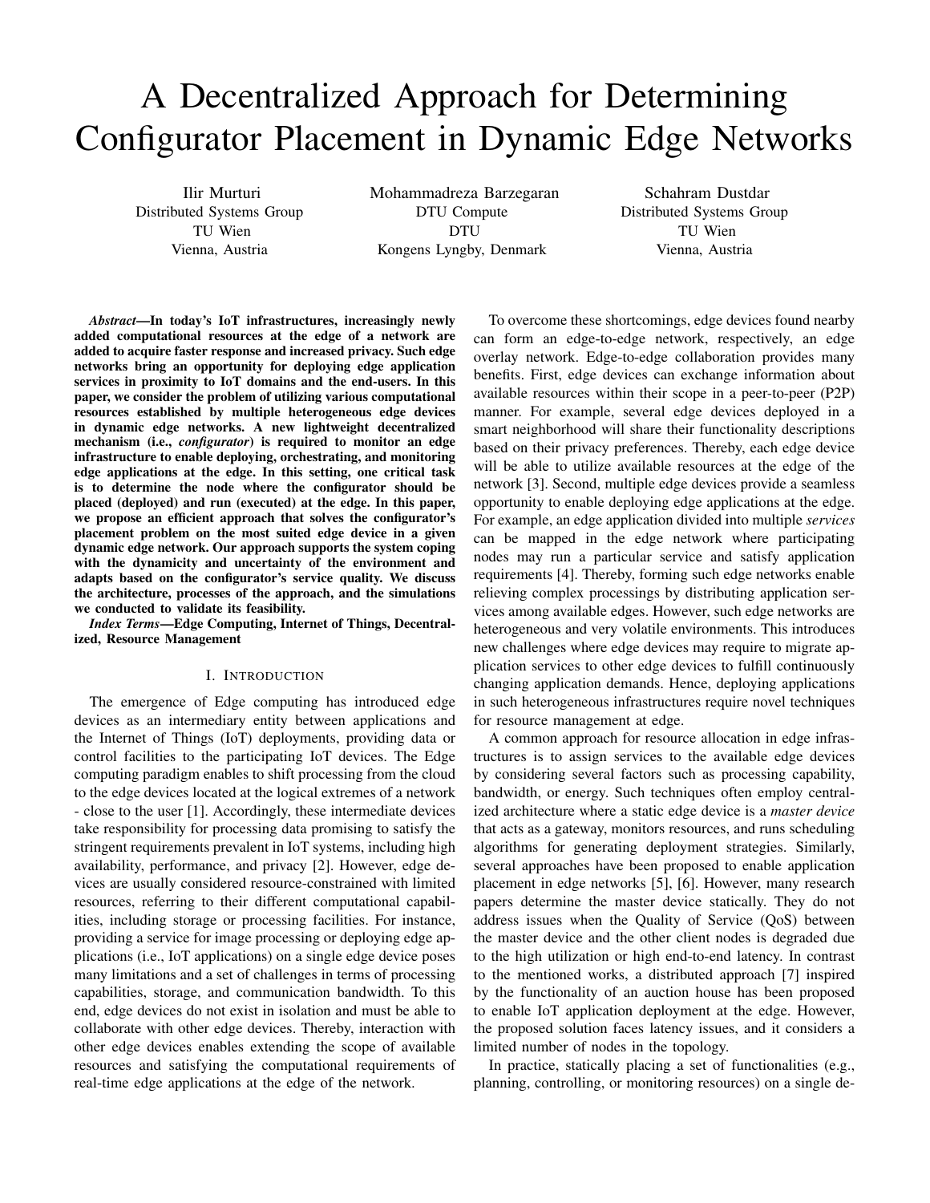# A Decentralized Approach for Determining Configurator Placement in Dynamic Edge Networks

Ilir Murturi
Distributed Systems Group
TU Wien
Vienna, Austria

Mohammadreza Barzegaran
DTU Compute
DTU
Kongens Lyngby, Denmark

Schahram Dustdar
Distributed Systems Group
TU Wien
Vienna, Austria

***Abstract*—In today's IoT infrastructures, increasingly newly added computational resources at the edge of a network are added to acquire faster response and increased privacy. Such edge networks bring an opportunity for deploying edge application services in proximity to IoT domains and the end-users. In this paper, we consider the problem of utilizing various computational resources established by multiple heterogeneous edge devices in dynamic edge networks. A new lightweight decentralized mechanism (i.e., *configurator*) is required to monitor an edge infrastructure to enable deploying, orchestrating, and monitoring edge applications at the edge. In this setting, one critical task is to determine the node where the configurator should be placed (deployed) and run (executed) at the edge. In this paper, we propose an efficient approach that solves the configurator's placement problem on the most suited edge device in a given dynamic edge network. Our approach supports the system coping with the dynamicity and uncertainty of the environment and adapts based on the configurator's service quality. We discuss the architecture, processes of the approach, and the simulations we conducted to validate its feasibility.**

***Index Terms*—Edge Computing, Internet of Things, Decentralized, Resource Management**

## I. Introduction

The emergence of Edge computing has introduced edge devices as an intermediary entity between applications and the Internet of Things (IoT) deployments, providing data or control facilities to the participating IoT devices. The Edge computing paradigm enables to shift processing from the cloud to the edge devices located at the logical extremes of a network - close to the user [1]. Accordingly, these intermediate devices take responsibility for processing data promising to satisfy the stringent requirements prevalent in IoT systems, including high availability, performance, and privacy [2]. However, edge devices are usually considered resource-constrained with limited resources, referring to their different computational capabilities, including storage or processing facilities. For instance, providing a service for image processing or deploying edge applications (i.e., IoT applications) on a single edge device poses many limitations and a set of challenges in terms of processing capabilities, storage, and communication bandwidth. To this end, edge devices do not exist in isolation and must be able to collaborate with other edge devices. Thereby, interaction with other edge devices enables extending the scope of available resources and satisfying the computational requirements of real-time edge applications at the edge of the network.

To overcome these shortcomings, edge devices found nearby can form an edge-to-edge network, respectively, an edge overlay network. Edge-to-edge collaboration provides many benefits. First, edge devices can exchange information about available resources within their scope in a peer-to-peer (P2P) manner. For example, several edge devices deployed in a smart neighborhood will share their functionality descriptions based on their privacy preferences. Thereby, each edge device will be able to utilize available resources at the edge of the network [3]. Second, multiple edge devices provide a seamless opportunity to enable deploying edge applications at the edge. For example, an edge application divided into multiple *services* can be mapped in the edge network where participating nodes may run a particular service and satisfy application requirements [4]. Thereby, forming such edge networks enable relieving complex processings by distributing application services among available edges. However, such edge networks are heterogeneous and very volatile environments. This introduces new challenges where edge devices may require to migrate application services to other edge devices to fulfill continuously changing application demands. Hence, deploying applications in such heterogeneous infrastructures require novel techniques for resource management at edge.

A common approach for resource allocation in edge infrastructures is to assign services to the available edge devices by considering several factors such as processing capability, bandwidth, or energy. Such techniques often employ centralized architecture where a static edge device is a *master device* that acts as a gateway, monitors resources, and runs scheduling algorithms for generating deployment strategies. Similarly, several approaches have been proposed to enable application placement in edge networks [5], [6]. However, many research papers determine the master device statically. They do not address issues when the Quality of Service (QoS) between the master device and the other client nodes is degraded due to the high utilization or high end-to-end latency. In contrast to the mentioned works, a distributed approach [7] inspired by the functionality of an auction house has been proposed to enable IoT application deployment at the edge. However, the proposed solution faces latency issues, and it considers a limited number of nodes in the topology.

In practice, statically placing a set of functionalities (e.g., planning, controlling, or monitoring resources) on a single de-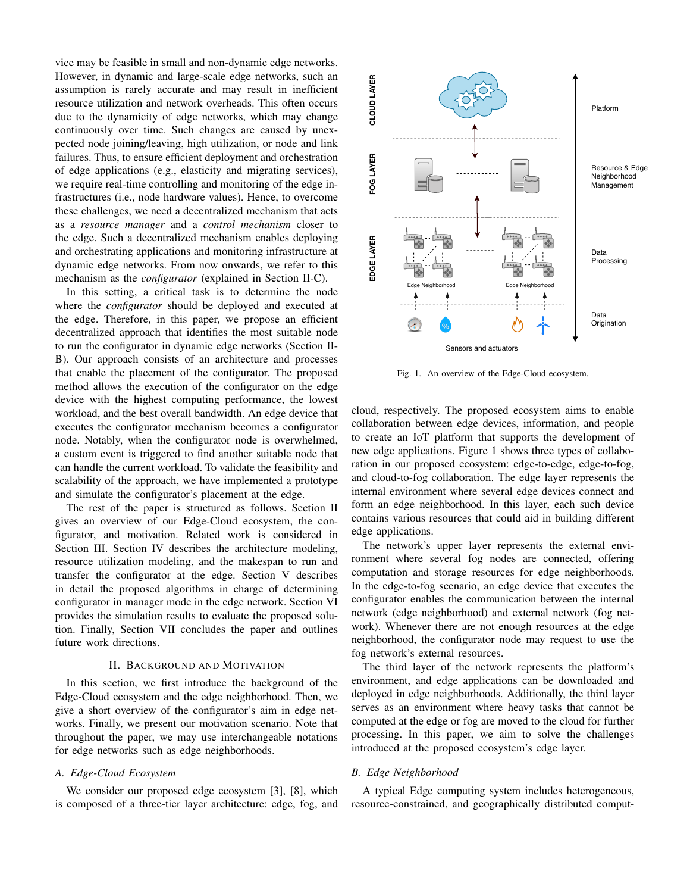vice may be feasible in small and non-dynamic edge networks. However, in dynamic and large-scale edge networks, such an assumption is rarely accurate and may result in inefficient resource utilization and network overheads. This often occurs due to the dynamicity of edge networks, which may change continuously over time. Such changes are caused by unexpected node joining/leaving, high utilization, or node and link failures. Thus, to ensure efficient deployment and orchestration of edge applications (e.g., elasticity and migrating services), we require real-time controlling and monitoring of the edge infrastructures (i.e., node hardware values). Hence, to overcome these challenges, we need a decentralized mechanism that acts as a *resource manager* and a *control mechanism* closer to the edge. Such a decentralized mechanism enables deploying and orchestrating applications and monitoring infrastructure at dynamic edge networks. From now onwards, we refer to this mechanism as the *configurator* (explained in Section II-C).

In this setting, a critical task is to determine the node where the *configurator* should be deployed and executed at the edge. Therefore, in this paper, we propose an efficient decentralized approach that identifies the most suitable node to run the configurator in dynamic edge networks (Section II-B). Our approach consists of an architecture and processes that enable the placement of the configurator. The proposed method allows the execution of the configurator on the edge device with the highest computing performance, the lowest workload, and the best overall bandwidth. An edge device that executes the configurator mechanism becomes a configurator node. Notably, when the configurator node is overwhelmed, a custom event is triggered to find another suitable node that can handle the current workload. To validate the feasibility and scalability of the approach, we have implemented a prototype and simulate the configurator's placement at the edge.

The rest of the paper is structured as follows. Section II gives an overview of our Edge-Cloud ecosystem, the configurator, and motivation. Related work is considered in Section III. Section IV describes the architecture modeling, resource utilization modeling, and the makespan to run and transfer the configurator at the edge. Section V describes in detail the proposed algorithms in charge of determining configurator in manager mode in the edge network. Section VI provides the simulation results to evaluate the proposed solution. Finally, Section VII concludes the paper and outlines future work directions.

## II. Background and Motivation

In this section, we first introduce the background of the Edge-Cloud ecosystem and the edge neighborhood. Then, we give a short overview of the configurator's aim in edge networks. Finally, we present our motivation scenario. Note that throughout the paper, we may use interchangeable notations for edge networks such as edge neighborhoods.

### A. Edge-Cloud Ecosystem

We consider our proposed edge ecosystem [3], [8], which is composed of a three-tier layer architecture: edge, fog, and cloud, respectively. The proposed ecosystem aims to enable collaboration between edge devices, information, and people to create an IoT platform that supports the development of new edge applications. Figure 1 shows three types of collaboration in our proposed ecosystem: edge-to-edge, edge-to-fog, and cloud-to-fog collaboration. The edge layer represents the internal environment where several edge devices connect and form an edge neighborhood. In this layer, each such device contains various resources that could aid in building different edge applications.

Fig. 1. An overview of the Edge-Cloud ecosystem.

The network's upper layer represents the external environment where several fog nodes are connected, offering computation and storage resources for edge neighborhoods. In the edge-to-fog scenario, an edge device that executes the configurator enables the communication between the internal network (edge neighborhood) and external network (fog network). Whenever there are not enough resources at the edge neighborhood, the configurator node may request to use the fog network's external resources.

The third layer of the network represents the platform's environment, and edge applications can be downloaded and deployed in edge neighborhoods. Additionally, the third layer serves as an environment where heavy tasks that cannot be computed at the edge or fog are moved to the cloud for further processing. In this paper, we aim to solve the challenges introduced at the proposed ecosystem's edge layer.

### B. Edge Neighborhood

A typical Edge computing system includes heterogeneous, resource-constrained, and geographically distributed comput-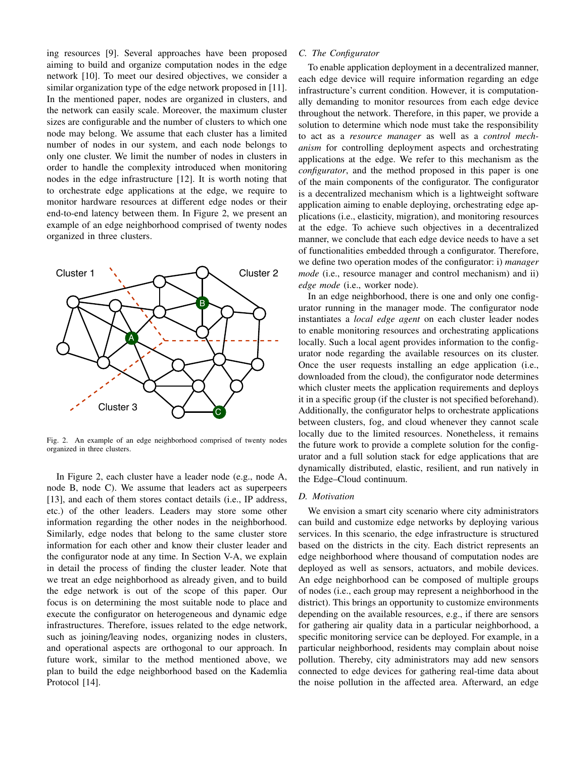ing resources [9]. Several approaches have been proposed aiming to build and organize computation nodes in the edge network [10]. To meet our desired objectives, we consider a similar organization type of the edge network proposed in [11]. In the mentioned paper, nodes are organized in clusters, and the network can easily scale. Moreover, the maximum cluster sizes are configurable and the number of clusters to which one node may belong. We assume that each cluster has a limited number of nodes in our system, and each node belongs to only one cluster. We limit the number of nodes in clusters in order to handle the complexity introduced when monitoring nodes in the edge infrastructure [12]. It is worth noting that to orchestrate edge applications at the edge, we require to monitor hardware resources at different edge nodes or their end-to-end latency between them. In Figure 2, we present an example of an edge neighborhood comprised of twenty nodes organized in three clusters.

Fig. 2. An example of an edge neighborhood comprised of twenty nodes organized in three clusters.

In Figure 2, each cluster have a leader node (e.g., node A, node B, node C). We assume that leaders act as superpeers [13], and each of them stores contact details (i.e., IP address, etc.) of the other leaders. Leaders may store some other information regarding the other nodes in the neighborhood. Similarly, edge nodes that belong to the same cluster store information for each other and know their cluster leader and the configurator node at any time. In Section V-A, we explain in detail the process of finding the cluster leader. Note that we treat an edge neighborhood as already given, and to build the edge network is out of the scope of this paper. Our focus is on determining the most suitable node to place and execute the configurator on heterogeneous and dynamic edge infrastructures. Therefore, issues related to the edge network, such as joining/leaving nodes, organizing nodes in clusters, and operational aspects are orthogonal to our approach. In future work, similar to the method mentioned above, we plan to build the edge neighborhood based on the Kademlia Protocol [14].

### C. The Configurator

To enable application deployment in a decentralized manner, each edge device will require information regarding an edge infrastructure's current condition. However, it is computationally demanding to monitor resources from each edge device throughout the network. Therefore, in this paper, we provide a solution to determine which node must take the responsibility to act as a *resource manager* as well as a *control mechanism* for controlling deployment aspects and orchestrating applications at the edge. We refer to this mechanism as the *configurator*, and the method proposed in this paper is one of the main components of the configurator. The configurator is a decentralized mechanism which is a lightweight software application aiming to enable deploying, orchestrating edge applications (i.e., elasticity, migration), and monitoring resources at the edge. To achieve such objectives in a decentralized manner, we conclude that each edge device needs to have a set of functionalities embedded through a configurator. Therefore, we define two operation modes of the configurator: i) *manager mode* (i.e., resource manager and control mechanism) and ii) *edge mode* (i.e., worker node).

In an edge neighborhood, there is one and only one configurator running in the manager mode. The configurator node instantiates a *local edge agent* on each cluster leader nodes to enable monitoring resources and orchestrating applications locally. Such a local agent provides information to the configurator node regarding the available resources on its cluster. Once the user requests installing an edge application (i.e., downloaded from the cloud), the configurator node determines which cluster meets the application requirements and deploys it in a specific group (if the cluster is not specified beforehand). Additionally, the configurator helps to orchestrate applications between clusters, fog, and cloud whenever they cannot scale locally due to the limited resources. Nonetheless, it remains the future work to provide a complete solution for the configurator and a full solution stack for edge applications that are dynamically distributed, elastic, resilient, and run natively in the Edge–Cloud continuum.

### D. Motivation

We envision a smart city scenario where city administrators can build and customize edge networks by deploying various services. In this scenario, the edge infrastructure is structured based on the districts in the city. Each district represents an edge neighborhood where thousand of computation nodes are deployed as well as sensors, actuators, and mobile devices. An edge neighborhood can be composed of multiple groups of nodes (i.e., each group may represent a neighborhood in the district). This brings an opportunity to customize environments depending on the available resources, e.g., if there are sensors for gathering air quality data in a particular neighborhood, a specific monitoring service can be deployed. For example, in a particular neighborhood, residents may complain about noise pollution. Thereby, city administrators may add new sensors connected to edge devices for gathering real-time data about the noise pollution in the affected area. Afterward, an edge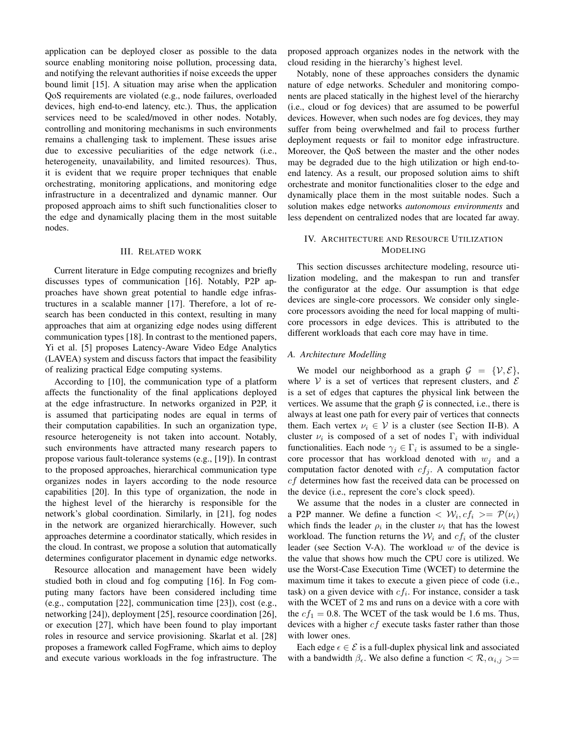application can be deployed closer as possible to the data source enabling monitoring noise pollution, processing data, and notifying the relevant authorities if noise exceeds the upper bound limit [15]. A situation may arise when the application QoS requirements are violated (e.g., node failures, overloaded devices, high end-to-end latency, etc.). Thus, the application services need to be scaled/moved in other nodes. Notably, controlling and monitoring mechanisms in such environments remains a challenging task to implement. These issues arise due to excessive peculiarities of the edge network (i.e., heterogeneity, unavailability, and limited resources). Thus, it is evident that we require proper techniques that enable orchestrating, monitoring applications, and monitoring edge infrastructure in a decentralized and dynamic manner. Our proposed approach aims to shift such functionalities closer to the edge and dynamically placing them in the most suitable nodes.

## III. Related work

Current literature in Edge computing recognizes and briefly discusses types of communication [16]. Notably, P2P approaches have shown great potential to handle edge infrastructures in a scalable manner [17]. Therefore, a lot of research has been conducted in this context, resulting in many approaches that aim at organizing edge nodes using different communication types [18]. In contrast to the mentioned papers, Yi et al. [5] proposes Latency-Aware Video Edge Analytics (LAVEA) system and discuss factors that impact the feasibility of realizing practical Edge computing systems.

According to [10], the communication type of a platform affects the functionality of the final applications deployed at the edge infrastructure. In networks organized in P2P, it is assumed that participating nodes are equal in terms of their computation capabilities. In such an organization type, resource heterogeneity is not taken into account. Notably, such environments have attracted many research papers to propose various fault-tolerance systems (e.g., [19]). In contrast to the proposed approaches, hierarchical communication type organizes nodes in layers according to the node resource capabilities [20]. In this type of organization, the node in the highest level of the hierarchy is responsible for the network's global coordination. Similarly, in [21], fog nodes in the network are organized hierarchically. However, such approaches determine a coordinator statically, which resides in the cloud. In contrast, we propose a solution that automatically determines configurator placement in dynamic edge networks.

Resource allocation and management have been widely studied both in cloud and fog computing [16]. In Fog computing many factors have been considered including time (e.g., computation [22], communication time [23]), cost (e.g., networking [24]), deployment [25], resource coordination [26], or execution [27], which have been found to play important roles in resource and service provisioning. Skarlat et al. [28] proposes a framework called FogFrame, which aims to deploy and execute various workloads in the fog infrastructure. The proposed approach organizes nodes in the network with the cloud residing in the hierarchy's highest level.

Notably, none of these approaches considers the dynamic nature of edge networks. Scheduler and monitoring components are placed statically in the highest level of the hierarchy (i.e., cloud or fog devices) that are assumed to be powerful devices. However, when such nodes are fog devices, they may suffer from being overwhelmed and fail to process further deployment requests or fail to monitor edge infrastructure. Moreover, the QoS between the master and the other nodes may be degraded due to the high utilization or high end-to-end latency. As a result, our proposed solution aims to shift orchestrate and monitor functionalities closer to the edge and dynamically place them in the most suitable nodes. Such a solution makes edge networks *autonomous environments* and less dependent on centralized nodes that are located far away.

## IV. Architecture and Resource Utilization Modeling

This section discusses architecture modeling, resource utilization modeling, and the makespan to run and transfer the configurator at the edge. Our assumption is that edge devices are single-core processors. We consider only single-core processors avoiding the need for local mapping of multi-core processors in edge devices. This is attributed to the different workloads that each core may have in time.

### A. Architecture Modelling

We model our neighborhood as a graph $\mathcal{G} = \{\mathcal{V}, \mathcal{E}\}$, where $\mathcal{V}$ is a set of vertices that represent clusters, and $\mathcal{E}$ is a set of edges that captures the physical link between the vertices. We assume that the graph $\mathcal{G}$ is connected, i.e., there is always at least one path for every pair of vertices that connects them. Each vertex $\nu_i \in \mathcal{V}$ is a cluster (see Section II-B). A cluster $\nu_i$ is composed of a set of nodes $\Gamma_i$ with individual functionalities. Each node $\gamma_j \in \Gamma_i$ is assumed to be a single-core processor that has workload denoted with $w_j$ and a computation factor denoted with $cf_j$. A computation factor $cf$ determines how fast the received data can be processed on the device (i.e., represent the core's clock speed).

We assume that the nodes in a cluster are connected in a P2P manner. We define a function $< \mathcal{W}_i, cf_i >= \mathcal{P}(\nu_i)$ which finds the leader $\rho_i$ in the cluster $\nu_i$ that has the lowest workload. The function returns the $\mathcal{W}_i$ and $cf_i$ of the cluster leader (see Section V-A). The workload $w$ of the device is the value that shows how much the CPU core is utilized. We use the Worst-Case Execution Time (WCET) to determine the maximum time it takes to execute a given piece of code (i.e., task) on a given device with $cf_i$. For instance, consider a task with the WCET of 2 ms and runs on a device with a core with the $cf_1 = 0.8$. The WCET of the task would be 1.6 ms. Thus, devices with a higher $cf$ execute tasks faster rather than those with lower ones.

Each edge $\epsilon \in \mathcal{E}$ is a full-duplex physical link and associated with a bandwidth $\beta_\epsilon$. We also define a function $< \mathcal{R}, \alpha_{i,j} >=$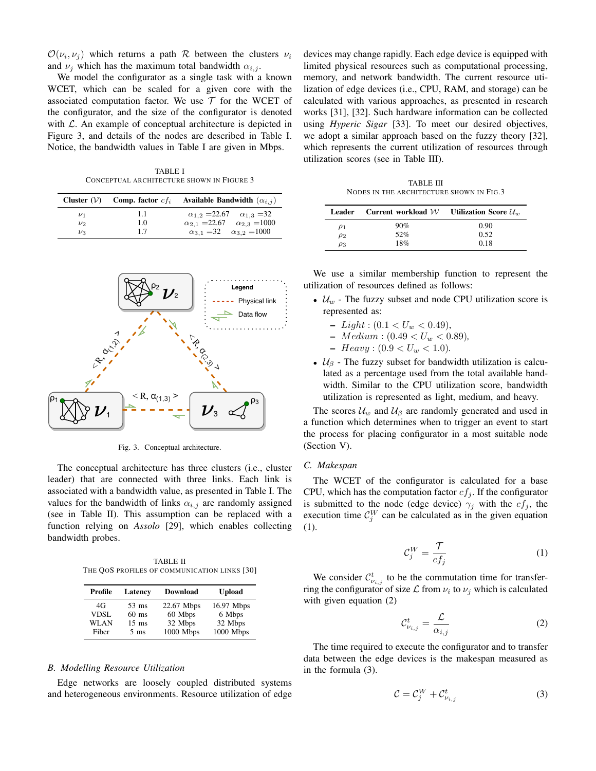$\mathcal{O}(\nu_i, \nu_j)$ which returns a path $\mathcal{R}$ between the clusters $\nu_i$ and $\nu_j$ which has the maximum total bandwidth $\alpha_{i,j}$.

We model the configurator as a single task with a known WCET, which can be scaled for a given core with the associated computation factor. We use $\mathcal{T}$ for the WCET of the configurator, and the size of the configurator is denoted with $\mathcal{L}$. An example of conceptual architecture is depicted in Figure 3, and details of the nodes are described in Table I. Notice, the bandwidth values in Table I are given in Mbps.

TABLE I
CONCEPTUAL ARCHITECTURE SHOWN IN FIGURE 3

| Cluster ($\mathcal{V}$) | Comp. factor $cf_i$ | Available Bandwidth ($\alpha_{i,j}$) |
|---|---|---|
| $\nu_1$ | 1.1 | $\alpha_{1,2}$ =22.67 $\alpha_{1,3}$ =32 |
| $\nu_2$ | 1.0 | $\alpha_{2,1}$ =22.67 $\alpha_{2,3}$ =1000 |
| $\nu_3$ | 1.7 | $\alpha_{3,1}$ =32 $\alpha_{3,2}$ =1000 |

Fig. 3. Conceptual architecture.

The conceptual architecture has three clusters (i.e., cluster leader) that are connected with three links. Each link is associated with a bandwidth value, as presented in Table I. The values for the bandwidth of links $\alpha_{i,j}$ are randomly assigned (see in Table II). This assumption can be replaced with a function relying on *Assolo* [29], which enables collecting bandwidth probes.

TABLE II
THE QOS PROFILES OF COMMUNICATION LINKS [30]

| Profile | Latency | Download | Upload |
|---|---|---|---|
| 4G | 53 ms | 22.67 Mbps | 16.97 Mbps |
| VDSL | 60 ms | 60 Mbps | 6 Mbps |
| WLAN | 15 ms | 32 Mbps | 32 Mbps |
| Fiber | 5 ms | 1000 Mbps | 1000 Mbps |

### B. Modelling Resource Utilization

Edge networks are loosely coupled distributed systems and heterogeneous environments. Resource utilization of edge devices may change rapidly. Each edge device is equipped with limited physical resources such as computational processing, memory, and network bandwidth. The current resource utilization of edge devices (i.e., CPU, RAM, and storage) can be calculated with various approaches, as presented in research works [31], [32]. Such hardware information can be collected using *Hyperic Sigar* [33]. To meet our desired objectives, we adopt a similar approach based on the fuzzy theory [32], which represents the current utilization of resources through utilization scores (see in Table III).

TABLE III
NODES IN THE ARCHITECTURE SHOWN IN FIG.3

| Leader | Current workload $\mathcal{W}$ | Utilization Score $\mathcal{U}_w$ |
|---|---|---|
| $\rho_1$ | 90% | 0.90 |
| $\rho_2$ | 52% | 0.52 |
| $\rho_3$ | 18% | 0.18 |

We use a similar membership function to represent the utilization of resources defined as follows:

- $\mathcal{U}_w$ - The fuzzy subset and node CPU utilization score is represented as:
  - $Light : (0.1 < U_w < 0.49)$,
  - $Medium : (0.49 < U_w < 0.89)$,
  - $Heavy : (0.9 < U_w < 1.0)$.
- $\mathcal{U}_\beta$ - The fuzzy subset for bandwidth utilization is calculated as a percentage used from the total available bandwidth. Similar to the CPU utilization score, bandwidth utilization is represented as light, medium, and heavy.

The scores $\mathcal{U}_w$ and $\mathcal{U}_\beta$ are randomly generated and used in a function which determines when to trigger an event to start the process for placing configurator in a most suitable node (Section V).

### C. Makespan

The WCET of the configurator is calculated for a base CPU, which has the computation factor $cf_j$. If the configurator is submitted to the node (edge device) $\gamma_j$ with the $cf_j$, the execution time $\mathcal{C}_j^W$ can be calculated as in the given equation (1).

$$\mathcal{C}_j^W = \frac{\mathcal{T}}{cf_j} \tag{1}$$

We consider $\mathcal{C}_{\nu_{i,j}}^t$ to be the commutation time for transferring the configurator of size $\mathcal{L}$ from $\nu_i$ to $\nu_j$ which is calculated with given equation (2)

$$\mathcal{C}_{\nu_{i,j}}^t = \frac{\mathcal{L}}{\alpha_{i,j}} \tag{2}$$

The time required to execute the configurator and to transfer data between the edge devices is the makespan measured as in the formula (3).

$$\mathcal{C} = \mathcal{C}_j^W + \mathcal{C}_{\nu_{i,j}}^t \tag{3}$$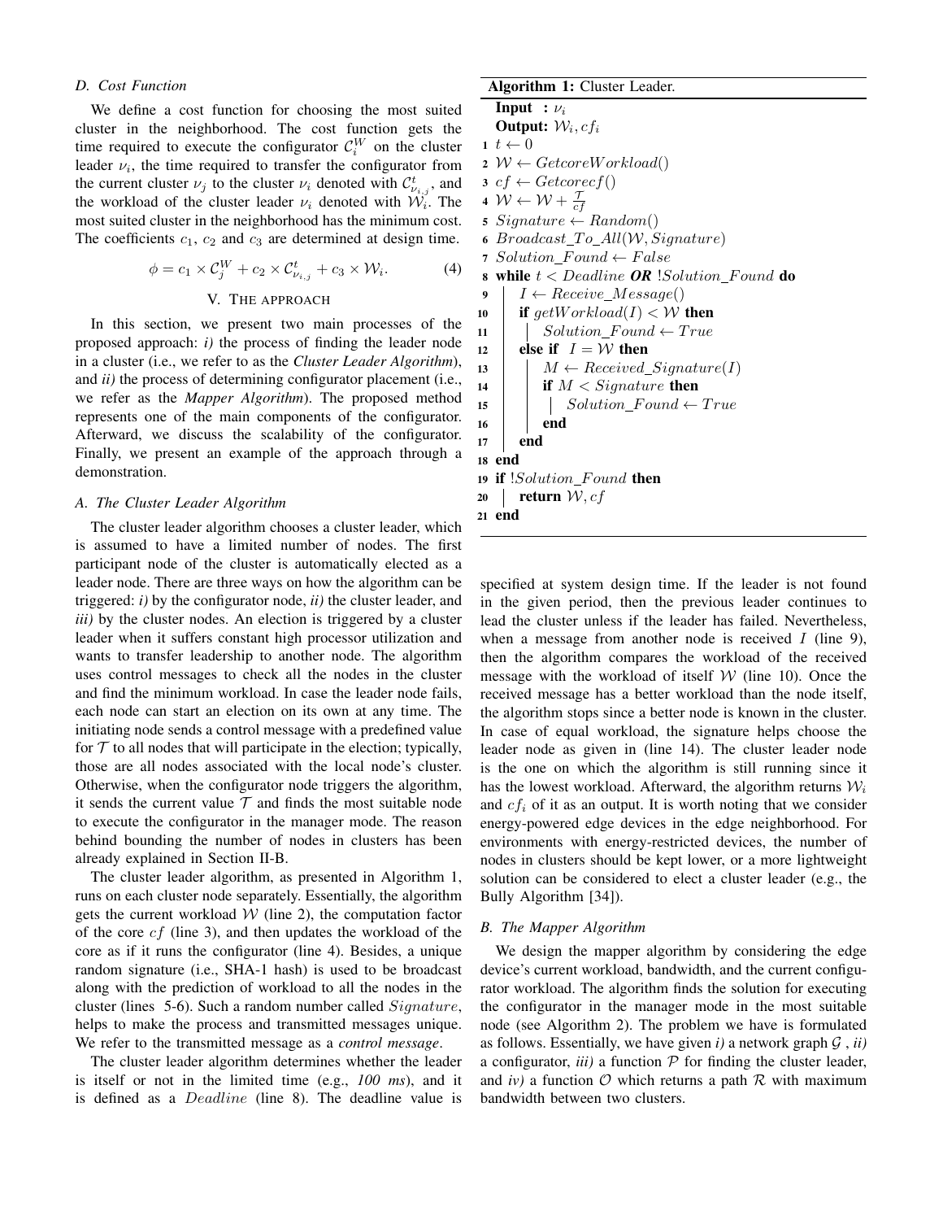### D. Cost Function

We define a cost function for choosing the most suited cluster in the neighborhood. The cost function gets the time required to execute the configurator $\mathcal{C}_i^W$ on the cluster leader $\nu_i$, the time required to transfer the configurator from the current cluster $\nu_j$ to the cluster $\nu_i$ denoted with $\mathcal{C}_{\nu_{i,j}}^t$, and the workload of the cluster leader $\nu_i$ denoted with $\mathcal{W}_i$. The most suited cluster in the neighborhood has the minimum cost. The coefficients $c_1$, $c_2$ and $c_3$ are determined at design time.

$$\phi = c_1 \times \mathcal{C}_j^W + c_2 \times \mathcal{C}_{\nu_{i,j}}^t + c_3 \times \mathcal{W}_i. \tag{4}$$

## V. The approach

In this section, we present two main processes of the proposed approach: *i)* the process of finding the leader node in a cluster (i.e., we refer to as the *Cluster Leader Algorithm*), and *ii)* the process of determining configurator placement (i.e., we refer as the *Mapper Algorithm*). The proposed method represents one of the main components of the configurator. Afterward, we discuss the scalability of the configurator. Finally, we present an example of the approach through a demonstration.

### A. The Cluster Leader Algorithm

The cluster leader algorithm chooses a cluster leader, which is assumed to have a limited number of nodes. The first participant node of the cluster is automatically elected as a leader node. There are three ways on how the algorithm can be triggered: *i)* by the configurator node, *ii)* the cluster leader, and *iii)* by the cluster nodes. An election is triggered by a cluster leader when it suffers constant high processor utilization and wants to transfer leadership to another node. The algorithm uses control messages to check all the nodes in the cluster and find the minimum workload. In case the leader node fails, each node can start an election on its own at any time. The initiating node sends a control message with a predefined value for $\mathcal{T}$ to all nodes that will participate in the election; typically, those are all nodes associated with the local node's cluster. Otherwise, when the configurator node triggers the algorithm, it sends the current value $\mathcal{T}$ and finds the most suitable node to execute the configurator in the manager mode. The reason behind bounding the number of nodes in clusters has been already explained in Section II-B.

The cluster leader algorithm, as presented in Algorithm 1, runs on each cluster node separately. Essentially, the algorithm gets the current workload $\mathcal{W}$ (line 2), the computation factor of the core $cf$ (line 3), and then updates the workload of the core as if it runs the configurator (line 4). Besides, a unique random signature (i.e., SHA-1 hash) is used to be broadcast along with the prediction of workload to all the nodes in the cluster (lines 5-6). Such a random number called $Signature$, helps to make the process and transmitted messages unique. We refer to the transmitted message as a *control message*.

The cluster leader algorithm determines whether the leader is itself or not in the limited time (e.g., *100 ms*), and it is defined as a $Deadline$ (line 8). The deadline value is specified at system design time. If the leader is not found in the given period, then the previous leader continues to lead the cluster unless if the leader has failed. Nevertheless, when a message from another node is received $I$ (line 9), then the algorithm compares the workload of the received message with the workload of itself $\mathcal{W}$ (line 10). Once the received message has a better workload than the node itself, the algorithm stops since a better node is known in the cluster. In case of equal workload, the signature helps choose the leader node as given in (line 14). The cluster leader node is the one on which the algorithm is still running since it has the lowest workload. Afterward, the algorithm returns $\mathcal{W}_i$ and $cf_i$ of it as an output. It is worth noting that we consider energy-powered edge devices in the edge neighborhood. For environments with energy-restricted devices, the number of nodes in clusters should be kept lower, or a more lightweight solution can be considered to elect a cluster leader (e.g., the Bully Algorithm [34]).

**Algorithm 1:** Cluster Leader.

```
   Input  : ν_i
   Output: W_i, cf_i
1  t ← 0
2  W ← GetcoreWorkload()
3  cf ← Getcorecf()
4  W ← W + T/cf
5  Signature ← Random()
6  Broadcast_To_All(W, Signature)
7  Solution_Found ← False
8  while t < Deadline OR !Solution_Found do
9      I ← Receive_Message()
10     if getWorkload(I) < W then
11         Solution_Found ← True
12     else if I = W then
13         M ← Received_Signature(I)
14         if M < Signature then
15             Solution_Found ← True
16         end
17     end
18 end
19 if !Solution_Found then
20     return W, cf
21 end
```

### B. The Mapper Algorithm

We design the mapper algorithm by considering the edge device's current workload, bandwidth, and the current configurator workload. The algorithm finds the solution for executing the configurator in the manager mode in the most suitable node (see Algorithm 2). The problem we have is formulated as follows. Essentially, we have given *i)* a network graph $\mathcal{G}$ , *ii)* a configurator, *iii)* a function $\mathcal{P}$ for finding the cluster leader, and *iv)* a function $\mathcal{O}$ which returns a path $\mathcal{R}$ with maximum bandwidth between two clusters.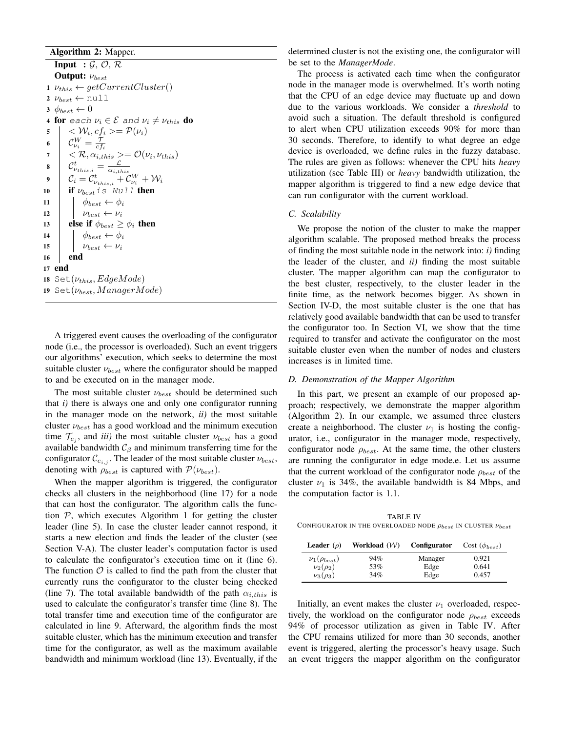**Algorithm 2:** Mapper.

```
Input  : 𝒢, 𝒪, ℛ
Output: ν_best
1  ν_this ← getCurrentCluster()
2  ν_best ← null
3  φ_best ← 0
4  for each ν_i ∈ ℰ and ν_i ≠ ν_this do
5      < 𝒲_i, cf_i >= 𝒫(ν_i)
6      𝒞^W_{ν_i} = 𝒯 / cf_i
7      < ℛ, α_{i,this} >= 𝒪(ν_i, ν_this)
8      𝒞^t_{ν_{this,i}} = ℒ / α_{i,this}
9      𝒞_i = 𝒞^t_{ν_{this,i}} + 𝒞^W_{ν_i} + 𝒲_i
10     if ν_best is Null then
11         φ_best ← φ_i
12         ν_best ← ν_i
13     else if φ_best ≥ φ_i then
14         φ_best ← φ_i
15         ν_best ← ν_i
16     end
17 end
18 Set(ν_this, EdgeMode)
19 Set(ν_best, ManagerMode)
```

A triggered event causes the overloading of the configurator node (i.e., the processor is overloaded). Such an event triggers our algorithms' execution, which seeks to determine the most suitable cluster $\nu_{best}$ where the configurator should be mapped to and be executed on in the manager mode.

The most suitable cluster $\nu_{best}$ should be determined such that *i)* there is always one and only one configurator running in the manager mode on the network, *ii)* the most suitable cluster $\nu_{best}$ has a good workload and the minimum execution time $\mathcal{T}_{e_j}$, and *iii)* the most suitable cluster $\nu_{best}$ has a good available bandwidth $\mathcal{C}_{\beta}$ and minimum transferring time for the configurator $\mathcal{C}_{e_{i,j}}$. The leader of the most suitable cluster $\nu_{best}$, denoting with $\rho_{best}$ is captured with $\mathcal{P}(\nu_{best})$.

When the mapper algorithm is triggered, the configurator checks all clusters in the neighborhood (line 17) for a node that can host the configurator. The algorithm calls the function $\mathcal{P}$, which executes Algorithm 1 for getting the cluster leader (line 5). In case the cluster leader cannot respond, it starts a new election and finds the leader of the cluster (see Section V-A). The cluster leader's computation factor is used to calculate the configurator's execution time on it (line 6). The function $\mathcal{O}$ is called to find the path from the cluster that currently runs the configurator to the cluster being checked (line 7). The total available bandwidth of the path $\alpha_{i,this}$ is used to calculate the configurator's transfer time (line 8). The total transfer time and execution time of the configurator are calculated in line 9. Afterward, the algorithm finds the most suitable cluster, which has the minimum execution and transfer time for the configurator, as well as the maximum available bandwidth and minimum workload (line 13). Eventually, if the determined cluster is not the existing one, the configurator will be set to the *ManagerMode*.

The process is activated each time when the configurator node in the manager mode is overwhelmed. It's worth noting that the CPU of an edge device may fluctuate up and down due to the various workloads. We consider a *threshold* to avoid such a situation. The default threshold is configured to alert when CPU utilization exceeds 90% for more than 30 seconds. Therefore, to identify to what degree an edge device is overloaded, we define rules in the fuzzy database. The rules are given as follows: whenever the CPU hits *heavy* utilization (see Table III) or *heavy* bandwidth utilization, the mapper algorithm is triggered to find a new edge device that can run configurator with the current workload.

### C. Scalability

We propose the notion of the cluster to make the mapper algorithm scalable. The proposed method breaks the process of finding the most suitable node in the network into: *i)* finding the leader of the cluster, and *ii)* finding the most suitable cluster. The mapper algorithm can map the configurator to the best cluster, respectively, to the cluster leader in the finite time, as the network becomes bigger. As shown in Section IV-D, the most suitable cluster is the one that has relatively good available bandwidth that can be used to transfer the configurator too. In Section VI, we show that the time required to transfer and activate the configurator on the most suitable cluster even when the number of nodes and clusters increases is in limited time.

### D. Demonstration of the Mapper Algorithm

In this part, we present an example of our proposed approach; respectively, we demonstrate the mapper algorithm (Algorithm 2). In our example, we assumed three clusters create a neighborhood. The cluster $\nu_1$ is hosting the configurator, i.e., configurator in the manager mode, respectively, configurator node $\rho_{best}$. At the same time, the other clusters are running the configurator in edge mode.e. Let us assume that the current workload of the configurator node $\rho_{best}$ of the cluster $\nu_1$ is 34%, the available bandwidth is 84 Mbps, and the computation factor is 1.1.

TABLE IV
CONFIGURATOR IN THE OVERLOADED NODE $\rho_{best}$ IN CLUSTER $\nu_{best}$

| Leader ($\rho$) | Workload ($\mathcal{W}$) | Configurator | Cost ($\phi_{best}$) |
|---|---|---|---|
| $\nu_1(\rho_{best})$ | 94% | Manager | 0.921 |
| $\nu_2(\rho_2)$ | 53% | Edge | 0.641 |
| $\nu_3(\rho_3)$ | 34% | Edge | 0.457 |

Initially, an event makes the cluster $\nu_1$ overloaded, respectively, the workload on the configurator node $\rho_{best}$ exceeds 94% of processor utilization as given in Table IV. After the CPU remains utilized for more than 30 seconds, another event is triggered, alerting the processor's heavy usage. Such an event triggers the mapper algorithm on the configurator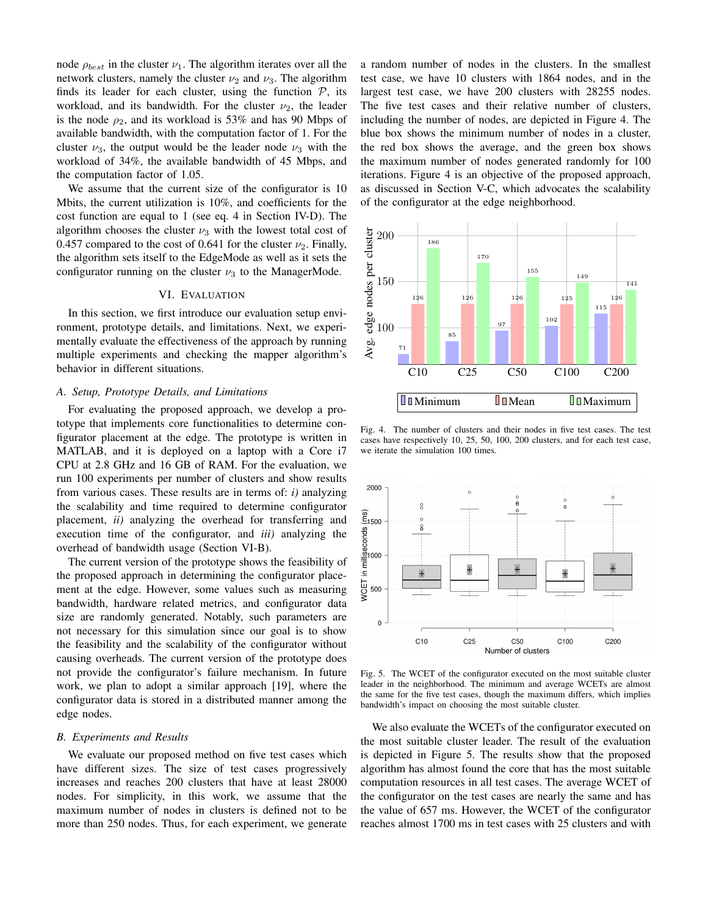node $\rho_{best}$ in the cluster $\nu_1$. The algorithm iterates over all the network clusters, namely the cluster $\nu_2$ and $\nu_3$. The algorithm finds its leader for each cluster, using the function $\mathcal{P}$, its workload, and its bandwidth. For the cluster $\nu_2$, the leader is the node $\rho_2$, and its workload is 53% and has 90 Mbps of available bandwidth, with the computation factor of 1. For the cluster $\nu_3$, the output would be the leader node $\nu_3$ with the workload of 34%, the available bandwidth of 45 Mbps, and the computation factor of 1.05.

We assume that the current size of the configurator is 10 Mbits, the current utilization is 10%, and coefficients for the cost function are equal to 1 (see eq. 4 in Section IV-D). The algorithm chooses the cluster $\nu_3$ with the lowest total cost of 0.457 compared to the cost of 0.641 for the cluster $\nu_2$. Finally, the algorithm sets itself to the EdgeMode as well as it sets the configurator running on the cluster $\nu_3$ to the ManagerMode.

## VI. Evaluation

In this section, we first introduce our evaluation setup environment, prototype details, and limitations. Next, we experimentally evaluate the effectiveness of the approach by running multiple experiments and checking the mapper algorithm's behavior in different situations.

### A. Setup, Prototype Details, and Limitations

For evaluating the proposed approach, we develop a prototype that implements core functionalities to determine configurator placement at the edge. The prototype is written in MATLAB, and it is deployed on a laptop with a Core i7 CPU at 2.8 GHz and 16 GB of RAM. For the evaluation, we run 100 experiments per number of clusters and show results from various cases. These results are in terms of: *i)* analyzing the scalability and time required to determine configurator placement, *ii)* analyzing the overhead for transferring and execution time of the configurator, and *iii)* analyzing the overhead of bandwidth usage (Section VI-B).

The current version of the prototype shows the feasibility of the proposed approach in determining the configurator placement at the edge. However, some values such as measuring bandwidth, hardware related metrics, and configurator data size are randomly generated. Notably, such parameters are not necessary for this simulation since our goal is to show the feasibility and the scalability of the configurator without causing overheads. The current version of the prototype does not provide the configurator's failure mechanism. In future work, we plan to adopt a similar approach [19], where the configurator data is stored in a distributed manner among the edge nodes.

### B. Experiments and Results

We evaluate our proposed method on five test cases which have different sizes. The size of test cases progressively increases and reaches 200 clusters that have at least 28000 nodes. For simplicity, in this work, we assume that the maximum number of nodes in clusters is defined not to be more than 250 nodes. Thus, for each experiment, we generate a random number of nodes in the clusters. In the smallest test case, we have 10 clusters with 1864 nodes, and in the largest test case, we have 200 clusters with 28255 nodes. The five test cases and their relative number of clusters, including the number of nodes, are depicted in Figure 4. The blue box shows the minimum number of nodes in a cluster, the red box shows the average, and the green box shows the maximum number of nodes generated randomly for 100 iterations. Figure 4 is an objective of the proposed approach, as discussed in Section V-C, which advocates the scalability of the configurator at the edge neighborhood.

Fig. 4. The number of clusters and their nodes in five test cases. The test cases have respectively 10, 25, 50, 100, 200 clusters, and for each test case, we iterate the simulation 100 times.

Fig. 5. The WCET of the configurator executed on the most suitable cluster leader in the neighborhood. The minimum and average WCETs are almost the same for the five test cases, though the maximum differs, which implies bandwidth's impact on choosing the most suitable cluster.

We also evaluate the WCETs of the configurator executed on the most suitable cluster leader. The result of the evaluation is depicted in Figure 5. The results show that the proposed algorithm has almost found the core that has the most suitable computation resources in all test cases. The average WCET of the configurator on the test cases are nearly the same and has the value of 657 ms. However, the WCET of the configurator reaches almost 1700 ms in test cases with 25 clusters and with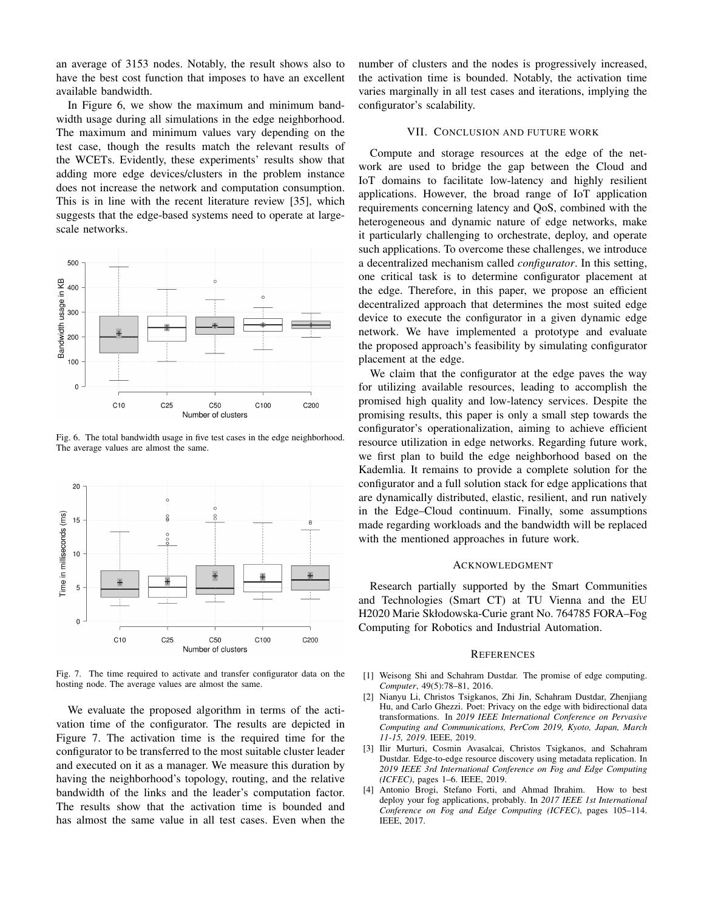an average of 3153 nodes. Notably, the result shows also to have the best cost function that imposes to have an excellent available bandwidth.

In Figure 6, we show the maximum and minimum bandwidth usage during all simulations in the edge neighborhood. The maximum and minimum values vary depending on the test case, though the results match the relevant results of the WCETs. Evidently, these experiments' results show that adding more edge devices/clusters in the problem instance does not increase the network and computation consumption. This is in line with the recent literature review [35], which suggests that the edge-based systems need to operate at large-scale networks.

Fig. 6. The total bandwidth usage in five test cases in the edge neighborhood. The average values are almost the same.

Fig. 7. The time required to activate and transfer configurator data on the hosting node. The average values are almost the same.

We evaluate the proposed algorithm in terms of the activation time of the configurator. The results are depicted in Figure 7. The activation time is the required time for the configurator to be transferred to the most suitable cluster leader and executed on it as a manager. We measure this duration by having the neighborhood's topology, routing, and the relative bandwidth of the links and the leader's computation factor. The results show that the activation time is bounded and has almost the same value in all test cases. Even when the number of clusters and the nodes is progressively increased, the activation time is bounded. Notably, the activation time varies marginally in all test cases and iterations, implying the configurator's scalability.

## VII. Conclusion and future work

Compute and storage resources at the edge of the network are used to bridge the gap between the Cloud and IoT domains to facilitate low-latency and highly resilient applications. However, the broad range of IoT application requirements concerning latency and QoS, combined with the heterogeneous and dynamic nature of edge networks, make it particularly challenging to orchestrate, deploy, and operate such applications. To overcome these challenges, we introduce a decentralized mechanism called *configurator*. In this setting, one critical task is to determine configurator placement at the edge. Therefore, in this paper, we propose an efficient decentralized approach that determines the most suited edge device to execute the configurator in a given dynamic edge network. We have implemented a prototype and evaluate the proposed approach's feasibility by simulating configurator placement at the edge.

We claim that the configurator at the edge paves the way for utilizing available resources, leading to accomplish the promised high quality and low-latency services. Despite the promising results, this paper is only a small step towards the configurator's operationalization, aiming to achieve efficient resource utilization in edge networks. Regarding future work, we first plan to build the edge neighborhood based on the Kademlia. It remains to provide a complete solution for the configurator and a full solution stack for edge applications that are dynamically distributed, elastic, resilient, and run natively in the Edge–Cloud continuum. Finally, some assumptions made regarding workloads and the bandwidth will be replaced with the mentioned approaches in future work.

## Acknowledgment

Research partially supported by the Smart Communities and Technologies (Smart CT) at TU Vienna and the EU H2020 Marie Skłodowska-Curie grant No. 764785 FORA–Fog Computing for Robotics and Industrial Automation.

## References

[1] Weisong Shi and Schahram Dustdar. The promise of edge computing. *Computer*, 49(5):78–81, 2016.

[2] Nianyu Li, Christos Tsigkanos, Zhi Jin, Schahram Dustdar, Zhenjiang Hu, and Carlo Ghezzi. Poet: Privacy on the edge with bidirectional data transformations. In *2019 IEEE International Conference on Pervasive Computing and Communications, PerCom 2019, Kyoto, Japan, March 11-15, 2019*. IEEE, 2019.

[3] Ilir Murturi, Cosmin Avasalcai, Christos Tsigkanos, and Schahram Dustdar. Edge-to-edge resource discovery using metadata replication. In *2019 IEEE 3rd International Conference on Fog and Edge Computing (ICFEC)*, pages 1–6. IEEE, 2019.

[4] Antonio Brogi, Stefano Forti, and Ahmad Ibrahim. How to best deploy your fog applications, probably. In *2017 IEEE 1st International Conference on Fog and Edge Computing (ICFEC)*, pages 105–114. IEEE, 2017.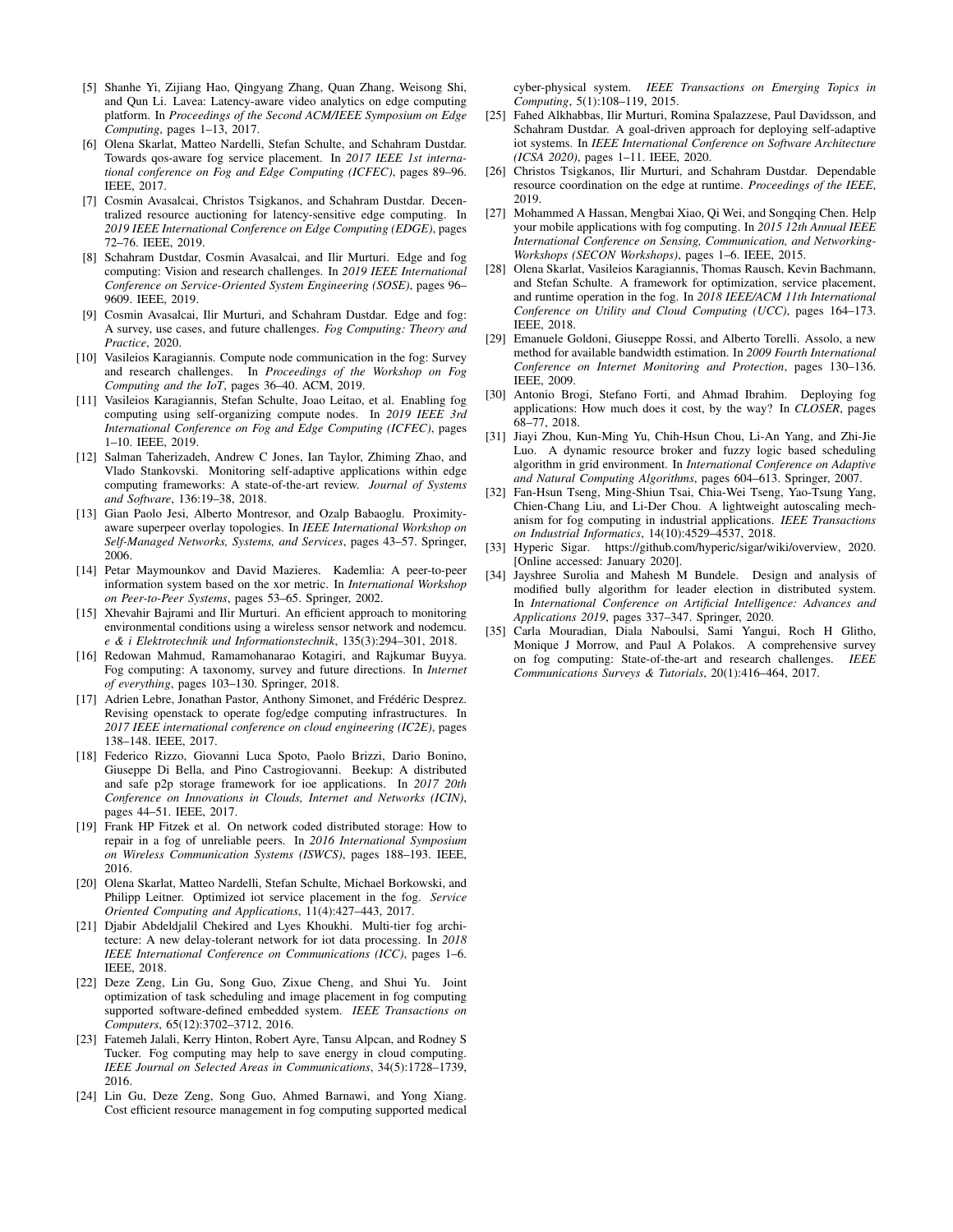[5] Shanhe Yi, Zijiang Hao, Qingyang Zhang, Quan Zhang, Weisong Shi, and Qun Li. Lavea: Latency-aware video analytics on edge computing platform. In *Proceedings of the Second ACM/IEEE Symposium on Edge Computing*, pages 1–13, 2017.

[6] Olena Skarlat, Matteo Nardelli, Stefan Schulte, and Schahram Dustdar. Towards qos-aware fog service placement. In *2017 IEEE 1st international conference on Fog and Edge Computing (ICFEC)*, pages 89–96. IEEE, 2017.

[7] Cosmin Avasalcai, Christos Tsigkanos, and Schahram Dustdar. Decentralized resource auctioning for latency-sensitive edge computing. In *2019 IEEE International Conference on Edge Computing (EDGE)*, pages 72–76. IEEE, 2019.

[8] Schahram Dustdar, Cosmin Avasalcai, and Ilir Murturi. Edge and fog computing: Vision and research challenges. In *2019 IEEE International Conference on Service-Oriented System Engineering (SOSE)*, pages 96–9609. IEEE, 2019.

[9] Cosmin Avasalcai, Ilir Murturi, and Schahram Dustdar. Edge and fog: A survey, use cases, and future challenges. *Fog Computing: Theory and Practice*, 2020.

[10] Vasileios Karagiannis. Compute node communication in the fog: Survey and research challenges. In *Proceedings of the Workshop on Fog Computing and the IoT*, pages 36–40. ACM, 2019.

[11] Vasileios Karagiannis, Stefan Schulte, Joao Leitao, et al. Enabling fog computing using self-organizing compute nodes. In *2019 IEEE 3rd International Conference on Fog and Edge Computing (ICFEC)*, pages 1–10. IEEE, 2019.

[12] Salman Taherizadeh, Andrew C Jones, Ian Taylor, Zhiming Zhao, and Vlado Stankovski. Monitoring self-adaptive applications within edge computing frameworks: A state-of-the-art review. *Journal of Systems and Software*, 136:19–38, 2018.

[13] Gian Paolo Jesi, Alberto Montresor, and Ozalp Babaoglu. Proximity-aware superpeer overlay topologies. In *IEEE International Workshop on Self-Managed Networks, Systems, and Services*, pages 43–57. Springer, 2006.

[14] Petar Maymounkov and David Mazieres. Kademlia: A peer-to-peer information system based on the xor metric. In *International Workshop on Peer-to-Peer Systems*, pages 53–65. Springer, 2002.

[15] Xhevahir Bajrami and Ilir Murturi. An efficient approach to monitoring environmental conditions using a wireless sensor network and nodemcu. *e & i Elektrotechnik und Informationstechnik*, 135(3):294–301, 2018.

[16] Redowan Mahmud, Ramamohanarao Kotagiri, and Rajkumar Buyya. Fog computing: A taxonomy, survey and future directions. In *Internet of everything*, pages 103–130. Springer, 2018.

[17] Adrien Lebre, Jonathan Pastor, Anthony Simonet, and Frédéric Desprez. Revising openstack to operate fog/edge computing infrastructures. In *2017 IEEE international conference on cloud engineering (IC2E)*, pages 138–148. IEEE, 2017.

[18] Federico Rizzo, Giovanni Luca Spoto, Paolo Brizzi, Dario Bonino, Giuseppe Di Bella, and Pino Castrogiovanni. Beekup: A distributed and safe p2p storage framework for ioe applications. In *2017 20th Conference on Innovations in Clouds, Internet and Networks (ICIN)*, pages 44–51. IEEE, 2017.

[19] Frank HP Fitzek et al. On network coded distributed storage: How to repair in a fog of unreliable peers. In *2016 International Symposium on Wireless Communication Systems (ISWCS)*, pages 188–193. IEEE, 2016.

[20] Olena Skarlat, Matteo Nardelli, Stefan Schulte, Michael Borkowski, and Philipp Leitner. Optimized iot service placement in the fog. *Service Oriented Computing and Applications*, 11(4):427–443, 2017.

[21] Djabir Abdeldjalil Chekired and Lyes Khoukhi. Multi-tier fog architecture: A new delay-tolerant network for iot data processing. In *2018 IEEE International Conference on Communications (ICC)*, pages 1–6. IEEE, 2018.

[22] Deze Zeng, Lin Gu, Song Guo, Zixue Cheng, and Shui Yu. Joint optimization of task scheduling and image placement in fog computing supported software-defined embedded system. *IEEE Transactions on Computers*, 65(12):3702–3712, 2016.

[23] Fatemeh Jalali, Kerry Hinton, Robert Ayre, Tansu Alpcan, and Rodney S Tucker. Fog computing may help to save energy in cloud computing. *IEEE Journal on Selected Areas in Communications*, 34(5):1728–1739, 2016.

[24] Lin Gu, Deze Zeng, Song Guo, Ahmed Barnawi, and Yong Xiang. Cost efficient resource management in fog computing supported medical cyber-physical system. *IEEE Transactions on Emerging Topics in Computing*, 5(1):108–119, 2015.

[25] Fahed Alkhabbas, Ilir Murturi, Romina Spalazzese, Paul Davidsson, and Schahram Dustdar. A goal-driven approach for deploying self-adaptive iot systems. In *IEEE International Conference on Software Architecture (ICSA 2020)*, pages 1–11. IEEE, 2020.

[26] Christos Tsigkanos, Ilir Murturi, and Schahram Dustdar. Dependable resource coordination on the edge at runtime. *Proceedings of the IEEE*, 2019.

[27] Mohammed A Hassan, Mengbai Xiao, Qi Wei, and Songqing Chen. Help your mobile applications with fog computing. In *2015 12th Annual IEEE International Conference on Sensing, Communication, and Networking-Workshops (SECON Workshops)*, pages 1–6. IEEE, 2015.

[28] Olena Skarlat, Vasileios Karagiannis, Thomas Rausch, Kevin Bachmann, and Stefan Schulte. A framework for optimization, service placement, and runtime operation in the fog. In *2018 IEEE/ACM 11th International Conference on Utility and Cloud Computing (UCC)*, pages 164–173. IEEE, 2018.

[29] Emanuele Goldoni, Giuseppe Rossi, and Alberto Torelli. Assolo, a new method for available bandwidth estimation. In *2009 Fourth International Conference on Internet Monitoring and Protection*, pages 130–136. IEEE, 2009.

[30] Antonio Brogi, Stefano Forti, and Ahmad Ibrahim. Deploying fog applications: How much does it cost, by the way? In *CLOSER*, pages 68–77, 2018.

[31] Jiayi Zhou, Kun-Ming Yu, Chih-Hsun Chou, Li-An Yang, and Zhi-Jie Luo. A dynamic resource broker and fuzzy logic based scheduling algorithm in grid environment. In *International Conference on Adaptive and Natural Computing Algorithms*, pages 604–613. Springer, 2007.

[32] Fan-Hsun Tseng, Ming-Shiun Tsai, Chia-Wei Tseng, Yao-Tsung Yang, Chien-Chang Liu, and Li-Der Chou. A lightweight autoscaling mechanism for fog computing in industrial applications. *IEEE Transactions on Industrial Informatics*, 14(10):4529–4537, 2018.

[33] Hyperic Sigar. https://github.com/hyperic/sigar/wiki/overview, 2020. [Online accessed: January 2020].

[34] Jayshree Surolia and Mahesh M Bundele. Design and analysis of modified bully algorithm for leader election in distributed system. In *International Conference on Artificial Intelligence: Advances and Applications 2019*, pages 337–347. Springer, 2020.

[35] Carla Mouradian, Diala Naboulsi, Sami Yangui, Roch H Glitho, Monique J Morrow, and Paul A Polakos. A comprehensive survey on fog computing: State-of-the-art and research challenges. *IEEE Communications Surveys & Tutorials*, 20(1):416–464, 2017.